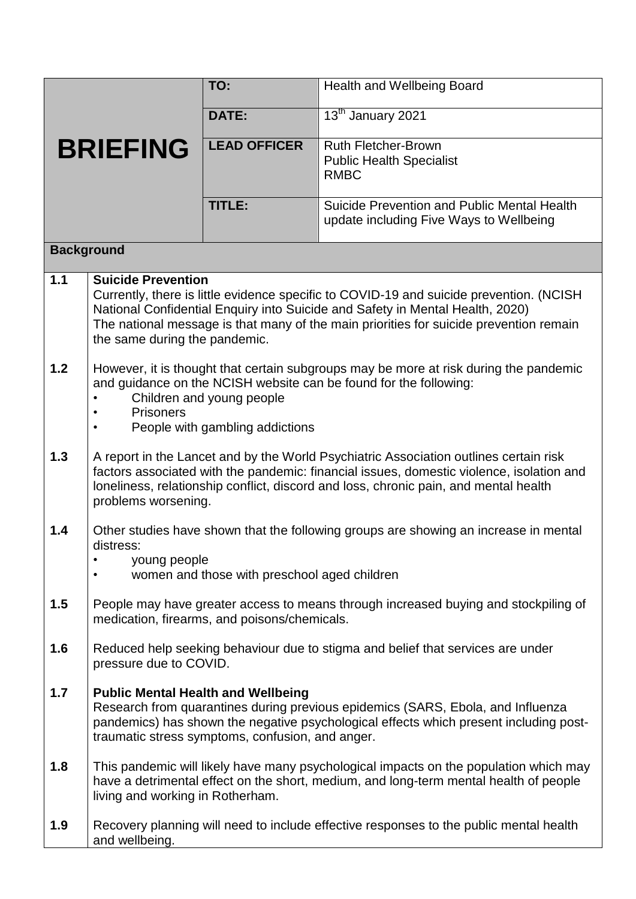| BRIEFING | TO: | Health and Wellbeing Board |
|---|---|---|
| | DATE: | 13th January 2021 |
| | LEAD OFFICER | Ruth Fletcher-Brown<br>Public Health Specialist<br>RMBC |
| | TITLE: | Suicide Prevention and Public Mental Health update including Five Ways to Wellbeing |

## Background

**1.1 Suicide Prevention**

Currently, there is little evidence specific to COVID-19 and suicide prevention. (NCISH National Confidential Enquiry into Suicide and Safety in Mental Health, 2020)
The national message is that many of the main priorities for suicide prevention remain the same during the pandemic.

**1.2** However, it is thought that certain subgroups may be more at risk during the pandemic and guidance on the NCISH website can be found for the following:

- Children and young people
- Prisoners
- People with gambling addictions

**1.3** A report in the Lancet and by the World Psychiatric Association outlines certain risk factors associated with the pandemic: financial issues, domestic violence, isolation and loneliness, relationship conflict, discord and loss, chronic pain, and mental health problems worsening.

**1.4** Other studies have shown that the following groups are showing an increase in mental distress:

- young people
- women and those with preschool aged children

**1.5** People may have greater access to means through increased buying and stockpiling of medication, firearms, and poisons/chemicals.

**1.6** Reduced help seeking behaviour due to stigma and belief that services are under pressure due to COVID.

**1.7 Public Mental Health and Wellbeing**

Research from quarantines during previous epidemics (SARS, Ebola, and Influenza pandemics) has shown the negative psychological effects which present including post-traumatic stress symptoms, confusion, and anger.

**1.8** This pandemic will likely have many psychological impacts on the population which may have a detrimental effect on the short, medium, and long-term mental health of people living and working in Rotherham.

**1.9** Recovery planning will need to include effective responses to the public mental health and wellbeing.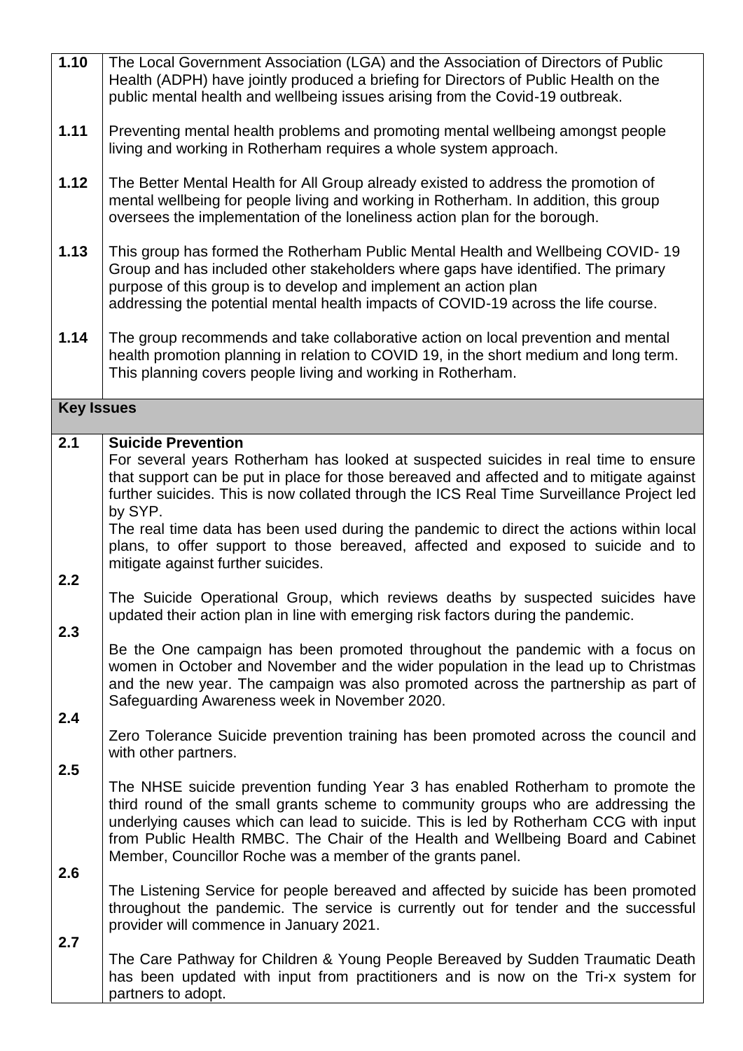| | |
|---|---|
| **1.10** | The Local Government Association (LGA) and the Association of Directors of Public Health (ADPH) have jointly produced a briefing for Directors of Public Health on the public mental health and wellbeing issues arising from the Covid-19 outbreak. |
| **1.11** | Preventing mental health problems and promoting mental wellbeing amongst people living and working in Rotherham requires a whole system approach. |
| **1.12** | The Better Mental Health for All Group already existed to address the promotion of mental wellbeing for people living and working in Rotherham. In addition, this group oversees the implementation of the loneliness action plan for the borough. |
| **1.13** | This group has formed the Rotherham Public Mental Health and Wellbeing COVID- 19 Group and has included other stakeholders where gaps have identified. The primary purpose of this group is to develop and implement an action plan addressing the potential mental health impacts of COVID-19 across the life course. |
| **1.14** | The group recommends and take collaborative action on local prevention and mental health promotion planning in relation to COVID 19, in the short medium and long term. This planning covers people living and working in Rotherham. |
| **Key Issues** | |
| **2.1** | **Suicide Prevention**<br>For several years Rotherham has looked at suspected suicides in real time to ensure that support can be put in place for those bereaved and affected and to mitigate against further suicides. This is now collated through the ICS Real Time Surveillance Project led by SYP.<br>The real time data has been used during the pandemic to direct the actions within local plans, to offer support to those bereaved, affected and exposed to suicide and to mitigate against further suicides. |
| **2.2** | The Suicide Operational Group, which reviews deaths by suspected suicides have updated their action plan in line with emerging risk factors during the pandemic. |
| **2.3** | Be the One campaign has been promoted throughout the pandemic with a focus on women in October and November and the wider population in the lead up to Christmas and the new year. The campaign was also promoted across the partnership as part of Safeguarding Awareness week in November 2020. |
| **2.4** | Zero Tolerance Suicide prevention training has been promoted across the council and with other partners. |
| **2.5** | The NHSE suicide prevention funding Year 3 has enabled Rotherham to promote the third round of the small grants scheme to community groups who are addressing the underlying causes which can lead to suicide. This is led by Rotherham CCG with input from Public Health RMBC. The Chair of the Health and Wellbeing Board and Cabinet Member, Councillor Roche was a member of the grants panel. |
| **2.6** | The Listening Service for people bereaved and affected by suicide has been promoted throughout the pandemic. The service is currently out for tender and the successful provider will commence in January 2021. |
| **2.7** | The Care Pathway for Children & Young People Bereaved by Sudden Traumatic Death has been updated with input from practitioners and is now on the Tri-x system for partners to adopt. |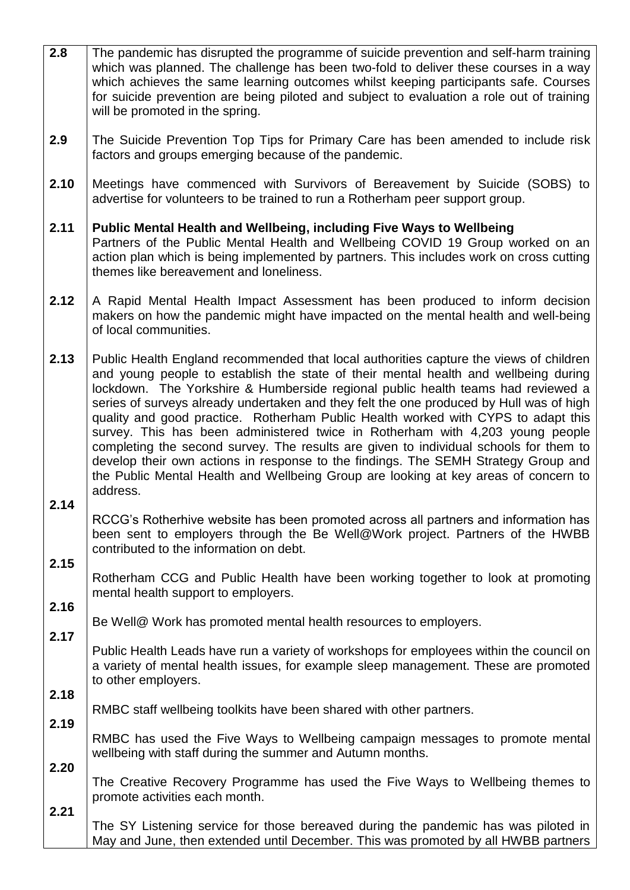| | |
|---|---|
| **2.8** | The pandemic has disrupted the programme of suicide prevention and self-harm training which was planned. The challenge has been two-fold to deliver these courses in a way which achieves the same learning outcomes whilst keeping participants safe. Courses for suicide prevention are being piloted and subject to evaluation a role out of training will be promoted in the spring. |
| **2.9** | The Suicide Prevention Top Tips for Primary Care has been amended to include risk factors and groups emerging because of the pandemic. |
| **2.10** | Meetings have commenced with Survivors of Bereavement by Suicide (SOBS) to advertise for volunteers to be trained to run a Rotherham peer support group. |
| **2.11** | **Public Mental Health and Wellbeing, including Five Ways to Wellbeing** Partners of the Public Mental Health and Wellbeing COVID 19 Group worked on an action plan which is being implemented by partners. This includes work on cross cutting themes like bereavement and loneliness. |
| **2.12** | A Rapid Mental Health Impact Assessment has been produced to inform decision makers on how the pandemic might have impacted on the mental health and well-being of local communities. |
| **2.13** | Public Health England recommended that local authorities capture the views of children and young people to establish the state of their mental health and wellbeing during lockdown. The Yorkshire & Humberside regional public health teams had reviewed a series of surveys already undertaken and they felt the one produced by Hull was of high quality and good practice. Rotherham Public Health worked with CYPS to adapt this survey. This has been administered twice in Rotherham with 4,203 young people completing the second survey. The results are given to individual schools for them to develop their own actions in response to the findings. The SEMH Strategy Group and the Public Mental Health and Wellbeing Group are looking at key areas of concern to address. |
| **2.14** | RCCG's Rotherhive website has been promoted across all partners and information has been sent to employers through the Be Well@Work project. Partners of the HWBB contributed to the information on debt. |
| **2.15** | Rotherham CCG and Public Health have been working together to look at promoting mental health support to employers. |
| **2.16** | Be Well@ Work has promoted mental health resources to employers. |
| **2.17** | Public Health Leads have run a variety of workshops for employees within the council on a variety of mental health issues, for example sleep management. These are promoted to other employers. |
| **2.18** | RMBC staff wellbeing toolkits have been shared with other partners. |
| **2.19** | RMBC has used the Five Ways to Wellbeing campaign messages to promote mental wellbeing with staff during the summer and Autumn months. |
| **2.20** | The Creative Recovery Programme has used the Five Ways to Wellbeing themes to promote activities each month. |
| **2.21** | The SY Listening service for those bereaved during the pandemic has was piloted in May and June, then extended until December. This was promoted by all HWBB partners |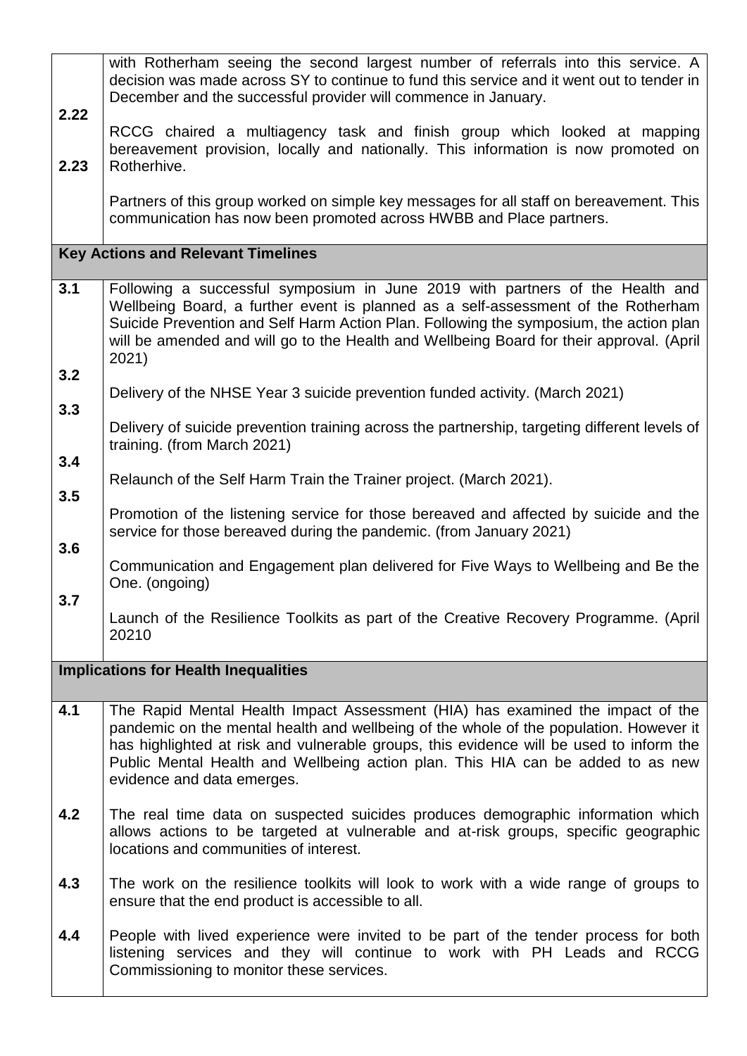| | |
|---|---|
| | with Rotherham seeing the second largest number of referrals into this service. A decision was made across SY to continue to fund this service and it went out to tender in December and the successful provider will commence in January. |
| 2.22 | RCCG chaired a multiagency task and finish group which looked at mapping bereavement provision, locally and nationally. This information is now promoted on Rotherhive. |
| 2.23 | Partners of this group worked on simple key messages for all staff on bereavement. This communication has now been promoted across HWBB and Place partners. |

## Key Actions and Relevant Timelines

| | |
|---|---|
| 3.1 | Following a successful symposium in June 2019 with partners of the Health and Wellbeing Board, a further event is planned as a self-assessment of the Rotherham Suicide Prevention and Self Harm Action Plan. Following the symposium, the action plan will be amended and will go to the Health and Wellbeing Board for their approval. (April 2021) |
| 3.2 | Delivery of the NHSE Year 3 suicide prevention funded activity. (March 2021) |
| 3.3 | Delivery of suicide prevention training across the partnership, targeting different levels of training. (from March 2021) |
| 3.4 | Relaunch of the Self Harm Train the Trainer project. (March 2021). |
| 3.5 | Promotion of the listening service for those bereaved and affected by suicide and the service for those bereaved during the pandemic. (from January 2021) |
| 3.6 | Communication and Engagement plan delivered for Five Ways to Wellbeing and Be the One. (ongoing) |
| 3.7 | Launch of the Resilience Toolkits as part of the Creative Recovery Programme. (April 20210 |

## Implications for Health Inequalities

| | |
|---|---|
| 4.1 | The Rapid Mental Health Impact Assessment (HIA) has examined the impact of the pandemic on the mental health and wellbeing of the whole of the population. However it has highlighted at risk and vulnerable groups, this evidence will be used to inform the Public Mental Health and Wellbeing action plan. This HIA can be added to as new evidence and data emerges. |
| 4.2 | The real time data on suspected suicides produces demographic information which allows actions to be targeted at vulnerable and at-risk groups, specific geographic locations and communities of interest. |
| 4.3 | The work on the resilience toolkits will look to work with a wide range of groups to ensure that the end product is accessible to all. |
| 4.4 | People with lived experience were invited to be part of the tender process for both listening services and they will continue to work with PH Leads and RCCG Commissioning to monitor these services. |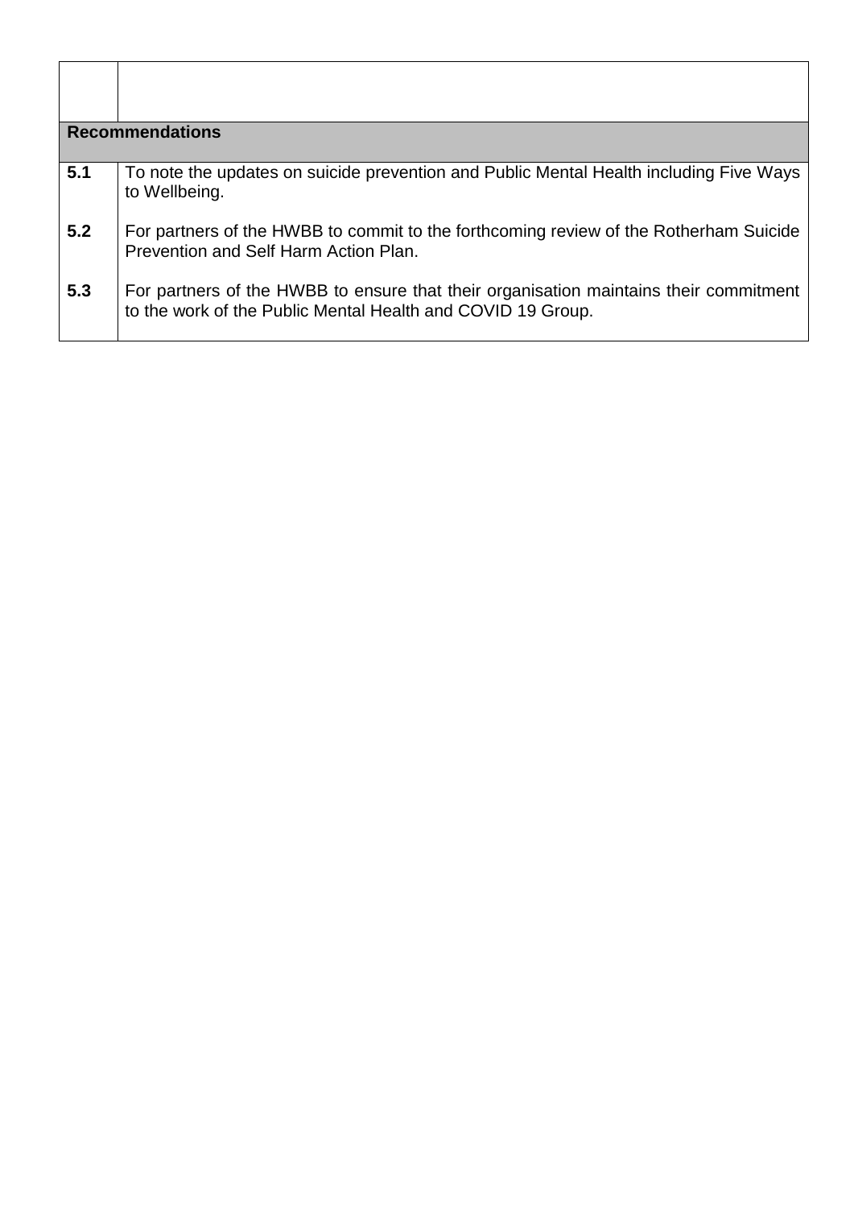| | |
|---|---|
| | |
| **Recommendations** | |
| **5.1** | To note the updates on suicide prevention and Public Mental Health including Five Ways to Wellbeing. |
| **5.2** | For partners of the HWBB to commit to the forthcoming review of the Rotherham Suicide Prevention and Self Harm Action Plan. |
| **5.3** | For partners of the HWBB to ensure that their organisation maintains their commitment to the work of the Public Mental Health and COVID 19 Group. |